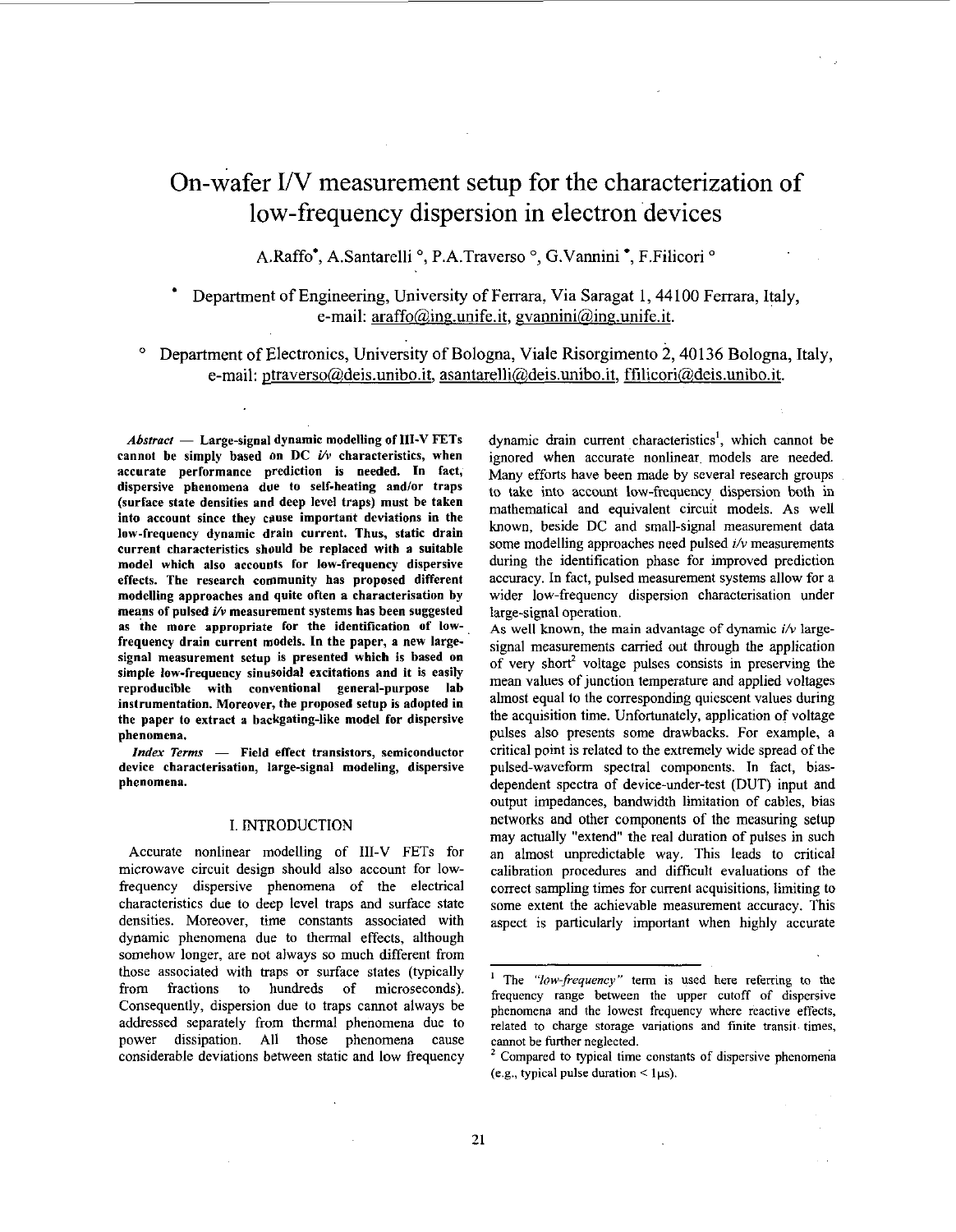# On-wafer I/V measurement setup for the characterization of low-frequency dispersion in electron devices

A.Raffo•, A.Santarelli °, P.A.Traverso °, G.Vannini •, F.Filicori °

• Department of Engineering, University of Ferrara, Via Saragat 1, 44100 Ferrara, Italy, e-mail: araffo@ing.unife.it, gvannini@ing.unife.it.

° Department of Electronics, University of Bologna, Viale Risorgimento 2, 40136 Bologna, Italy, e-mail: ptraverso@deis.unibo.it, asantarelli@deis.unibo.it, ffilicori@deis.unibo.it.

***Abstract*** — **Large-signal dynamic modelling of III-V FETs cannot be simply based on DC *i/v* characteristics, when accurate performance prediction is needed. In fact, dispersive phenomena due to self-heating and/or traps (surface state densities and deep level traps) must be taken into account since they cause important deviations in the low-frequency dynamic drain current. Thus, static drain current characteristics should be replaced with a suitable model which also accounts for low-frequency dispersive effects. The research community has proposed different modelling approaches and quite often a characterisation by means of pulsed *i/v* measurement systems has been suggested as the more appropriate for the identification of low-frequency drain current models. In the paper, a new large-signal measurement setup is presented which is based on simple low-frequency sinusoidal excitations and it is easily reproducible with conventional general-purpose lab instrumentation. Moreover, the proposed setup is adopted in the paper to extract a backgating-like model for dispersive phenomena.**

***Index Terms*** — **Field effect transistors, semiconductor device characterisation, large-signal modeling, dispersive phenomena.**

## I. INTRODUCTION

Accurate nonlinear modelling of III-V FETs for microwave circuit design should also account for low-frequency dispersive phenomena of the electrical characteristics due to deep level traps and surface state densities. Moreover, time constants associated with dynamic phenomena due to thermal effects, although somehow longer, are not always so much different from those associated with traps or surface states (typically from fractions to hundreds of microseconds). Consequently, dispersion due to traps cannot always be addressed separately from thermal phenomena due to power dissipation. All those phenomena cause considerable deviations between static and low frequency dynamic drain current characteristics[1], which cannot be ignored when accurate nonlinear models are needed. Many efforts have been made by several research groups to take into account low-frequency dispersion both in mathematical and equivalent circuit models. As well known, beside DC and small-signal measurement data some modelling approaches need pulsed *i/v* measurements during the identification phase for improved prediction accuracy. In fact, pulsed measurement systems allow for a wider low-frequency dispersion characterisation under large-signal operation.

As well known, the main advantage of dynamic *i/v* large-signal measurements carried out through the application of very short[2] voltage pulses consists in preserving the mean values of junction temperature and applied voltages almost equal to the corresponding quiescent values during the acquisition time. Unfortunately, application of voltage pulses also presents some drawbacks. For example, a critical point is related to the extremely wide spread of the pulsed-waveform spectral components. In fact, bias-dependent spectra of device-under-test (DUT) input and output impedances, bandwidth limitation of cables, bias networks and other components of the measuring setup may actually "extend" the real duration of pulses in such an almost unpredictable way. This leads to critical calibration procedures and difficult evaluations of the correct sampling times for current acquisitions, limiting to some extent the achievable measurement accuracy. This aspect is particularly important when highly accurate

---

[1] The *"low-frequency"* term is used here referring to the frequency range between the upper cutoff of dispersive phenomena and the lowest frequency where reactive effects, related to charge storage variations and finite transit times, cannot be further neglected.

[2] Compared to typical time constants of dispersive phenomena (e.g., typical pulse duration < 1μs).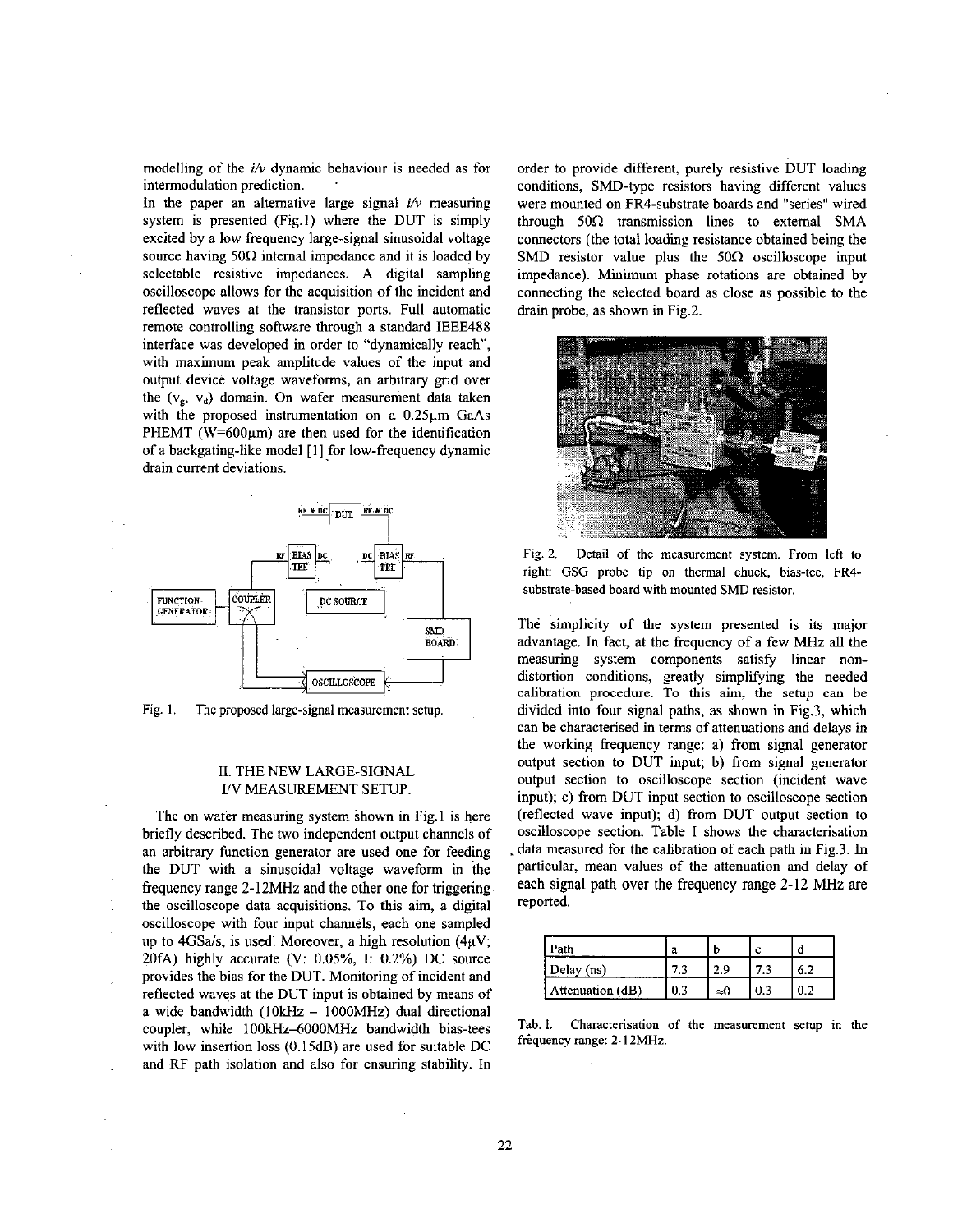modelling of the *i/v* dynamic behaviour is needed as for intermodulation prediction.

In the paper an alternative large signal *i/v* measuring system is presented (Fig.1) where the DUT is simply excited by a low frequency large-signal sinusoidal voltage source having 50Ω internal impedance and it is loaded by selectable resistive impedances. A digital sampling oscilloscope allows for the acquisition of the incident and reflected waves at the transistor ports. Full automatic remote controlling software through a standard IEEE488 interface was developed in order to "dynamically reach", with maximum peak amplitude values of the input and output device voltage waveforms, an arbitrary grid over the ($v_g$, $v_d$) domain. On wafer measurement data taken with the proposed instrumentation on a 0.25μm GaAs PHEMT (W=600μm) are then used for the identification of a backgating-like model [1] for low-frequency dynamic drain current deviations.

Fig. 1. The proposed large-signal measurement setup.

## II. THE NEW LARGE-SIGNAL I/V MEASUREMENT SETUP.

The on wafer measuring system shown in Fig.1 is here briefly described. The two independent output channels of an arbitrary function generator are used one for feeding the DUT with a sinusoidal voltage waveform in the frequency range 2-12MHz and the other one for triggering the oscilloscope data acquisitions. To this aim, a digital oscilloscope with four input channels, each one sampled up to 4GSa/s, is used. Moreover, a high resolution (4μV; 20fA) highly accurate (V: 0.05%, I: 0.2%) DC source provides the bias for the DUT. Monitoring of incident and reflected waves at the DUT input is obtained by means of a wide bandwidth (10kHz – 1000MHz) dual directional coupler, while 100kHz–6000MHz bandwidth bias-tees with low insertion loss (0.15dB) are used for suitable DC and RF path isolation and also for ensuring stability. In order to provide different, purely resistive DUT loading conditions, SMD-type resistors having different values were mounted on FR4-substrate boards and "series" wired through 50Ω transmission lines to external SMA connectors (the total loading resistance obtained being the SMD resistor value plus the 50Ω oscilloscope input impedance). Minimum phase rotations are obtained by connecting the selected board as close as possible to the drain probe, as shown in Fig.2.

Fig. 2. Detail of the measurement system. From left to right: GSG probe tip on thermal chuck, bias-tee, FR4-substrate-based board with mounted SMD resistor.

The simplicity of the system presented is its major advantage. In fact, at the frequency of a few MHz all the measuring system components satisfy linear non-distortion conditions, greatly simplifying the needed calibration procedure. To this aim, the setup can be divided into four signal paths, as shown in Fig.3, which can be characterised in terms of attenuations and delays in the working frequency range: a) from signal generator output section to DUT input; b) from signal generator output section to oscilloscope section (incident wave input); c) from DUT input section to oscilloscope section (reflected wave input); d) from DUT output section to oscilloscope section. Table I shows the characterisation data measured for the calibration of each path in Fig.3. In particular, mean values of the attenuation and delay of each signal path over the frequency range 2-12 MHz are reported.

| Path | a | b | c | d |
|---|---|---|---|---|
| Delay (ns) | 7.3 | 2.9 | 7.3 | 6.2 |
| Attenuation (dB) | 0.3 | ≈0 | 0.3 | 0.2 |

Tab. I. Characterisation of the measurement setup in the frequency range: 2-12MHz.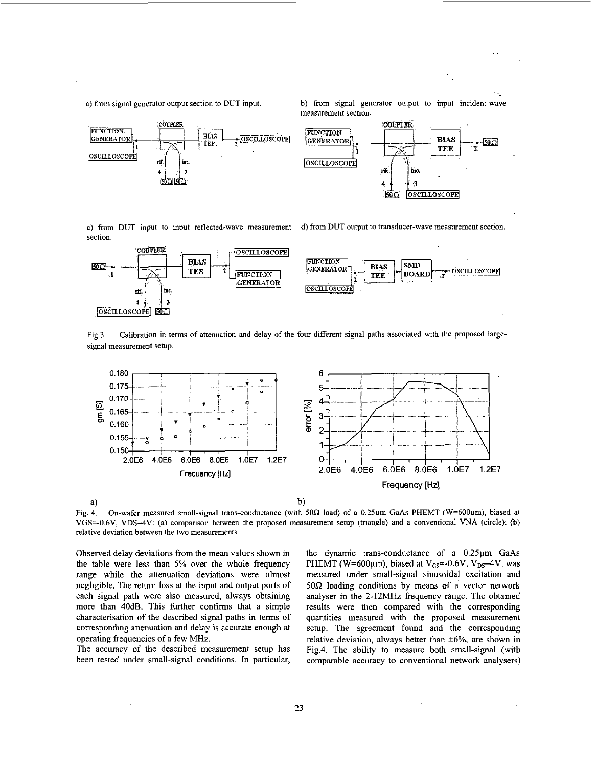a) from signal generator output section to DUT input.

b) from signal generator output to input incident-wave measurement section.

c) from DUT input to input reflected-wave measurement section.

d) from DUT output to transducer-wave measurement section.

Fig.3 Calibration in terms of attenuation and delay of the four different signal paths associated with the proposed large-signal measurement setup.

Fig. 4. On-wafer measured small-signal trans-conductance (with 50Ω load) of a 0.25μm GaAs PHEMT (W=600μm), biased at VGS=-0.6V, VDS=4V: (a) comparison between the proposed measurement setup (triangle) and a conventional VNA (circle); (b) relative deviation between the two measurements.

Observed delay deviations from the mean values shown in the table were less than 5% over the whole frequency range while the attenuation deviations were almost negligible. The return loss at the input and output ports of each signal path were also measured, always obtaining more than 40dB. This further confirms that a simple characterisation of the described signal paths in terms of corresponding attenuation and delay is accurate enough at operating frequencies of a few MHz.

The accuracy of the described measurement setup has been tested under small-signal conditions. In particular, the dynamic trans-conductance of a 0.25μm GaAs PHEMT (W=600μm), biased at $V_{GS}$=-0.6V, $V_{DS}$=4V, was measured under small-signal sinusoidal excitation and 50Ω loading conditions by means of a vector network analyser in the 2-12MHz frequency range. The obtained results were then compared with the corresponding quantities measured with the proposed measurement setup. The agreement found and the corresponding relative deviation, always better than ±6%, are shown in Fig.4. The ability to measure both small-signal (with comparable accuracy to conventional network analysers)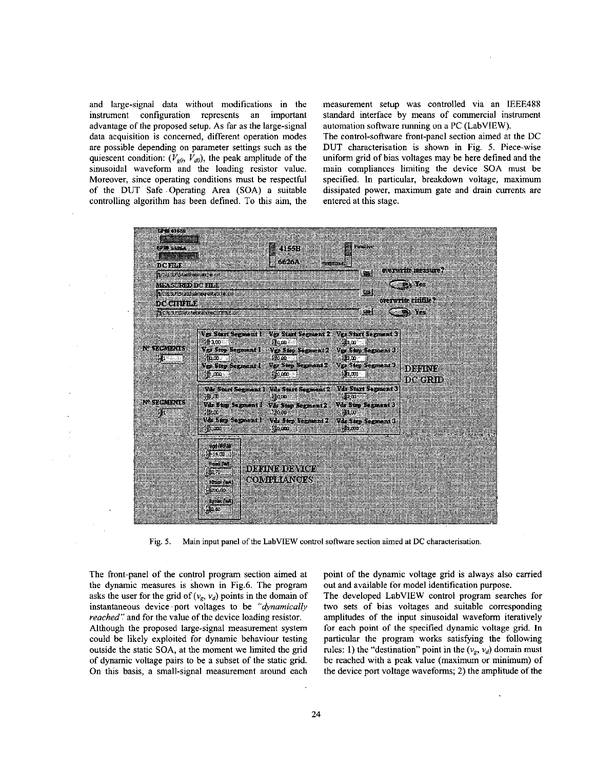and large-signal data without modifications in the instrument configuration represents an important advantage of the proposed setup. As far as the large-signal data acquisition is concerned, different operation modes are possible depending on parameter settings such as the quiescent condition: ($V_{g0}$, $V_{d0}$), the peak amplitude of the sinusoidal waveform and the loading resistor value. Moreover, since operating conditions must be respectful of the DUT Safe Operating Area (SOA) a suitable controlling algorithm has been defined. To this aim, the measurement setup was controlled via an IEEE488 standard interface by means of commercial instrument automation software running on a PC (LabVIEW).

The control-software front-panel section aimed at the DC DUT characterisation is shown in Fig. 5. Piece-wise uniform grid of bias voltages may be here defined and the main compliances limiting the device SOA must be specified. In particular, breakdown voltage, maximum dissipated power, maximum gate and drain currents are entered at this stage.

Fig. 5. Main input panel of the LabVIEW control software section aimed at DC characterisation.

The front-panel of the control program section aimed at the dynamic measures is shown in Fig.6. The program asks the user for the grid of ($v_g$, $v_d$) points in the domain of instantaneous device port voltages to be *"dynamically reached"* and for the value of the device loading resistor.

Although the proposed large-signal measurement system could be likely exploited for dynamic behaviour testing outside the static SOA, at the moment we limited the grid of dynamic voltage pairs to be a subset of the static grid. On this basis, a small-signal measurement around each point of the dynamic voltage grid is always also carried out and available for model identification purpose.

The developed LabVIEW control program searches for two sets of bias voltages and suitable corresponding amplitudes of the input sinusoidal waveform iteratively for each point of the specified dynamic voltage grid. In particular the program works satisfying the following rules: 1) the "destination" point in the ($v_g$, $v_d$) domain must be reached with a peak value (maximum or minimum) of the device port voltage waveforms; 2) the amplitude of the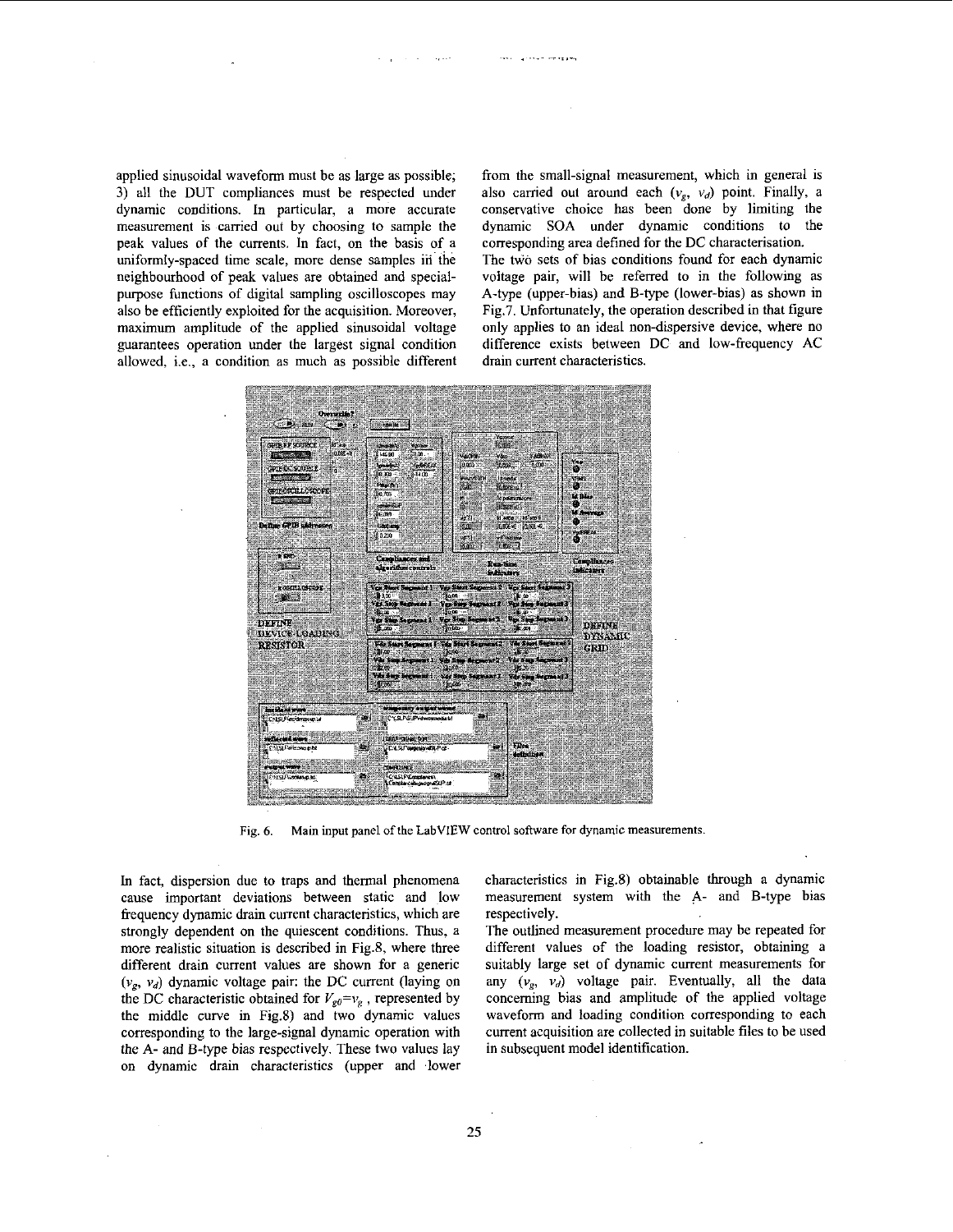applied sinusoidal waveform must be as large as possible; 3) all the DUT compliances must be respected under dynamic conditions. In particular, a more accurate measurement is carried out by choosing to sample the peak values of the currents. In fact, on the basis of a uniformly-spaced time scale, more dense samples in the neighbourhood of peak values are obtained and special-purpose functions of digital sampling oscilloscopes may also be efficiently exploited for the acquisition. Moreover, maximum amplitude of the applied sinusoidal voltage guarantees operation under the largest signal condition allowed, i.e., a condition as much as possible different from the small-signal measurement, which in general is also carried out around each ($v_g$, $v_d$) point. Finally, a conservative choice has been done by limiting the dynamic SOA under dynamic conditions to the corresponding area defined for the DC characterisation.

The two sets of bias conditions found for each dynamic voltage pair, will be referred to in the following as A-type (upper-bias) and B-type (lower-bias) as shown in Fig.7. Unfortunately, the operation described in that figure only applies to an ideal non-dispersive device, where no difference exists between DC and low-frequency AC drain current characteristics.

Fig. 6. Main input panel of the LabVIEW control software for dynamic measurements.

In fact, dispersion due to traps and thermal phenomena cause important deviations between static and low frequency dynamic drain current characteristics, which are strongly dependent on the quiescent conditions. Thus, a more realistic situation is described in Fig.8, where three different drain current values are shown for a generic ($v_g$, $v_d$) dynamic voltage pair: the DC current (laying on the DC characteristic obtained for $V_{g0}=v_g$, represented by the middle curve in Fig.8) and two dynamic values corresponding to the large-signal dynamic operation with the A- and B-type bias respectively. These two values lay on dynamic drain characteristics (upper and lower characteristics in Fig.8) obtainable through a dynamic measurement system with the A- and B-type bias respectively.

The outlined measurement procedure may be repeated for different values of the loading resistor, obtaining a suitably large set of dynamic current measurements for any ($v_g$, $v_d$) voltage pair. Eventually, all the data concerning bias and amplitude of the applied voltage waveform and loading condition corresponding to each current acquisition are collected in suitable files to be used in subsequent model identification.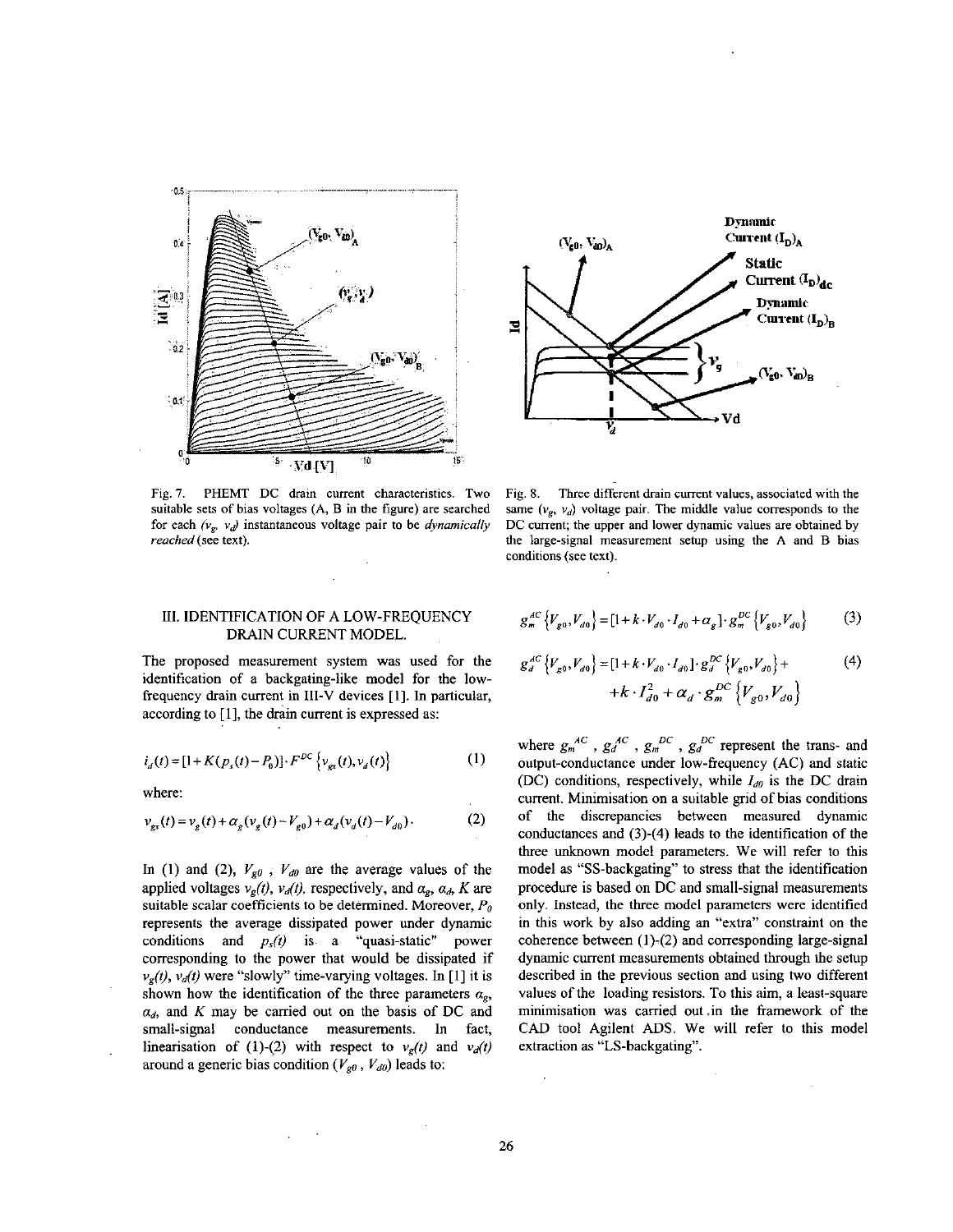Fig. 7. PHEMT DC drain current characteristics. Two suitable sets of bias voltages (A, B in the figure) are searched for each $(v_g, v_d)$ instantaneous voltage pair to be *dynamically reached* (see text).

Fig. 8. Three different drain current values, associated with the same $(v_g, v_d)$ voltage pair. The middle value corresponds to the DC current; the upper and lower dynamic values are obtained by the large-signal measurement setup using the A and B bias conditions (see text).

## III. IDENTIFICATION OF A LOW-FREQUENCY DRAIN CURRENT MODEL.

The proposed measurement system was used for the identification of a backgating-like model for the low-frequency drain current in III-V devices [1]. In particular, according to [1], the drain current is expressed as:

$$i_d(t) = [1 + K(p_s(t) - P_0)] \cdot F^{DC}\{v_{gt}(t), v_d(t)\} \tag{1}$$

where:

$$v_{gt}(t) = v_g(t) + \alpha_g(v_g(t) - V_{g0}) + \alpha_d(v_d(t) - V_{d0}) \cdot \tag{2}$$

In (1) and (2), $V_{g0}$, $V_{d0}$ are the average values of the applied voltages $v_g(t)$, $v_d(t)$, respectively, and $\alpha_g$, $\alpha_d$, $K$ are suitable scalar coefficients to be determined. Moreover, $P_0$ represents the average dissipated power under dynamic conditions and $p_s(t)$ is a "quasi-static" power corresponding to the power that would be dissipated if $v_g(t)$, $v_d(t)$ were "slowly" time-varying voltages. In [1] it is shown how the identification of the three parameters $\alpha_g$, $\alpha_d$, and $K$ may be carried out on the basis of DC and small-signal conductance measurements. In fact, linearisation of (1)-(2) with respect to $v_g(t)$ and $v_d(t)$ around a generic bias condition $(V_{g0}, V_{d0})$ leads to:

$$g_m^{AC}\{V_{g0}, V_{d0}\} = [1 + k \cdot V_{d0} \cdot I_{d0} + \alpha_g] \cdot g_m^{DC}\{V_{g0}, V_{d0}\} \tag{3}$$

$$g_d^{AC}\{V_{g0}, V_{d0}\} = [1 + k \cdot V_{d0} \cdot I_{d0}] \cdot g_d^{DC}\{V_{g0}, V_{d0}\} + k \cdot I_{d0}^2 + \alpha_d \cdot g_m^{DC}\{V_{g0}, V_{d0}\} \tag{4}$$

where $g_m^{AC}$, $g_d^{AC}$, $g_m^{DC}$, $g_d^{DC}$ represent the trans- and output-conductance under low-frequency (AC) and static (DC) conditions, respectively, while $I_{d0}$ is the DC drain current. Minimisation on a suitable grid of bias conditions of the discrepancies between measured dynamic conductances and (3)-(4) leads to the identification of the three unknown model parameters. We will refer to this model as "SS-backgating" to stress that the identification procedure is based on DC and small-signal measurements only. Instead, the three model parameters were identified in this work by also adding an "extra" constraint on the coherence between (1)-(2) and corresponding large-signal dynamic current measurements obtained through the setup described in the previous section and using two different values of the loading resistors. To this aim, a least-square minimisation was carried out in the framework of the CAD tool Agilent ADS. We will refer to this model extraction as "LS-backgating".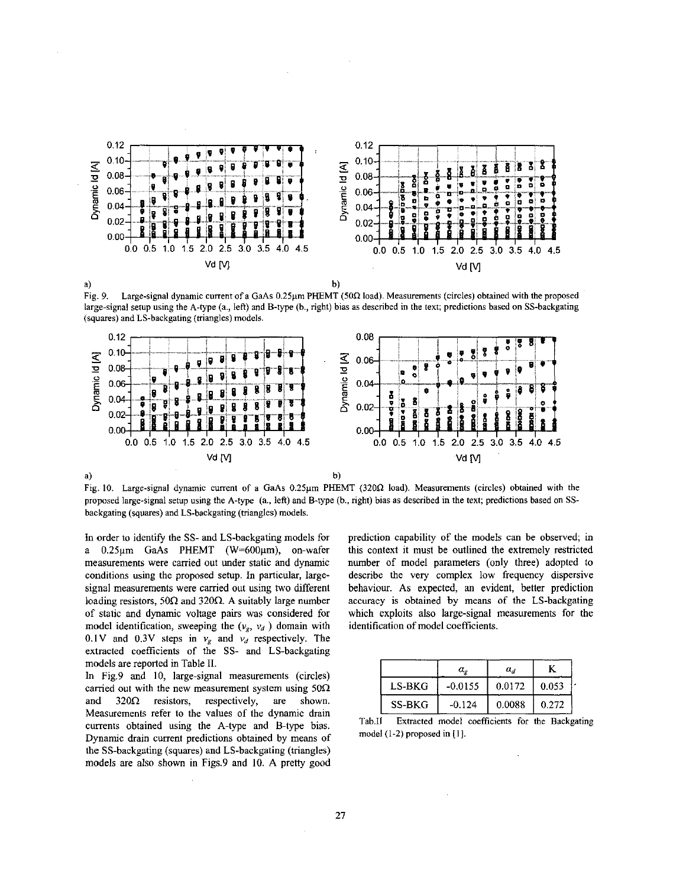Fig. 9. Large-signal dynamic current of a GaAs 0.25μm PHEMT (50Ω load). Measurements (circles) obtained with the proposed large-signal setup using the A-type (a., left) and B-type (b., right) bias as described in the text; predictions based on SS-backgating (squares) and LS-backgating (triangles) models.

Fig. 10. Large-signal dynamic current of a GaAs 0.25μm PHEMT (320Ω load). Measurements (circles) obtained with the proposed large-signal setup using the A-type (a., left) and B-type (b., right) bias as described in the text; predictions based on SS-backgating (squares) and LS-backgating (triangles) models.

In order to identify the SS- and LS-backgating models for a 0.25μm GaAs PHEMT (W=600μm), on-wafer measurements were carried out under static and dynamic conditions using the proposed setup. In particular, large-signal measurements were carried out using two different loading resistors, 50Ω and 320Ω. A suitably large number of static and dynamic voltage pairs was considered for model identification, sweeping the ($v_g$, $v_d$ ) domain with 0.1V and 0.3V steps in $v_g$ and $v_d$ respectively. The extracted coefficients of the SS- and LS-backgating models are reported in Table II.

In Fig.9 and 10, large-signal measurements (circles) carried out with the new measurement system using 50Ω and 320Ω resistors, respectively, are shown. Measurements refer to the values of the dynamic drain currents obtained using the A-type and B-type bias. Dynamic drain current predictions obtained by means of the SS-backgating (squares) and LS-backgating (triangles) models are also shown in Figs.9 and 10. A pretty good prediction capability of the models can be observed; in this context it must be outlined the extremely restricted number of model parameters (only three) adopted to describe the very complex low frequency dispersive behaviour. As expected, an evident, better prediction accuracy is obtained by means of the LS-backgating which exploits also large-signal measurements for the identification of model coefficients.

| | $\alpha_g$ | $\alpha_d$ | K |
|---|---|---|---|
| LS-BKG | -0.0155 | 0.0172 | 0.053 |
| SS-BKG | -0.124 | 0.0088 | 0.272 |

Tab.II Extracted model coefficients for the Backgating model (1-2) proposed in [1].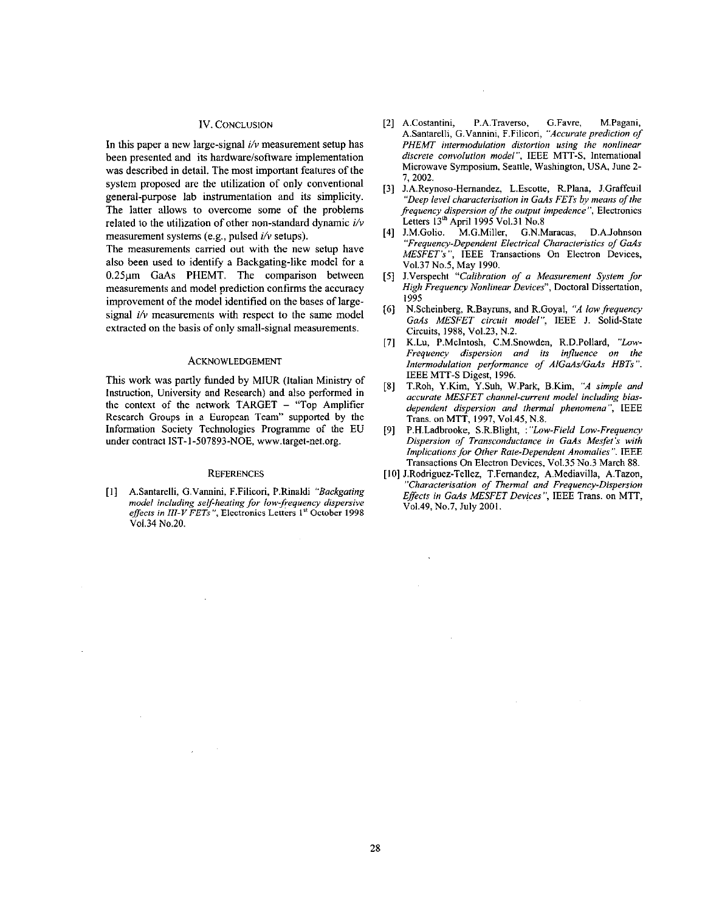## IV. Conclusion

In this paper a new large-signal *i/v* measurement setup has been presented and its hardware/software implementation was described in detail. The most important features of the system proposed are the utilization of only conventional general-purpose lab instrumentation and its simplicity. The latter allows to overcome some of the problems related to the utilization of other non-standard dynamic *i/v* measurement systems (e.g., pulsed *i/v* setups).

The measurements carried out with the new setup have also been used to identify a Backgating-like model for a 0.25μm GaAs PHEMT. The comparison between measurements and model prediction confirms the accuracy improvement of the model identified on the bases of large-signal *i/v* measurements with respect to the same model extracted on the basis of only small-signal measurements.

## Acknowledgement

This work was partly funded by MIUR (Italian Ministry of Instruction, University and Research) and also performed in the context of the network TARGET – "Top Amplifier Research Groups in a European Team" supported by the Information Society Technologies Programme of the EU under contract IST-1-507893-NOE, www.target-net.org.

## References

[1] A.Santarelli, G.Vannini, F.Filicori, P.Rinaldi *"Backgating model including self-heating for low-frequency dispersive effects in III-V FETs"*, Electronics Letters 1st October 1998 Vol.34 No.20.

[2] A.Costantini, P.A.Traverso, G.Favre, M.Pagani, A.Santarelli, G.Vannini, F.Filicori, *"Accurate prediction of PHEMT intermodulation distortion using the nonlinear discrete convolution model"*, IEEE MTT-S, International Microwave Symposium, Seattle, Washington, USA, June 2-7, 2002.

[3] J.A.Reynoso-Hernandez, L.Escotte, R.Plana, J.Graffeuil *"Deep level characterisation in GaAs FETs by means of the frequency dispersion of the output impedence"*, Electronics Letters 13th April 1995 Vol.31 No.8

[4] J.M.Golio. M.G.Miller, G.N.Maracas, D.A.Johnson *"Frequency-Dependent Electrical Characteristics of GaAs MESFET's"*, IEEE Transactions On Electron Devices, Vol.37 No.5, May 1990.

[5] J.Verspecht *"Calibration of a Measurement System for High Frequency Nonlinear Devices"*, Doctoral Dissertation, 1995

[6] N.Scheinberg, R.Bayruns, and R.Goyal, *"A low frequency GaAs MESFET circuit model"*, IEEE J. Solid-State Circuits, 1988, Vol.23, N.2.

[7] K.Lu, P.McIntosh, C.M.Snowden, R.D.Pollard, *"Low-Frequency dispersion and its influence on the Intermodulation performance of AlGaAs/GaAs HBTs"*. IEEE MTT-S Digest, 1996.

[8] T.Roh, Y.Kim, Y.Suh, W.Park, B.Kim, *"A simple and accurate MESFET channel-current model including bias-dependent dispersion and thermal phenomena"*, IEEE Trans. on MTT, 1997, Vol.45, N.8.

[9] P.H.Ladbrooke, S.R.Blight, :*"Low-Field Low-Frequency Dispersion of Transconductance in GaAs Mesfet's with Implications for Other Rate-Dependent Anomalies"*. IEEE Transactions On Electron Devices, Vol.35 No.3 March 88.

[10] J.Rodriguez-Tellez, T.Fernandez, A.Mediavilla, A.Tazon, *"Characterisation of Thermal and Frequency-Dispersion Effects in GaAs MESFET Devices"*, IEEE Trans. on MTT, Vol.49, No.7, July 2001.